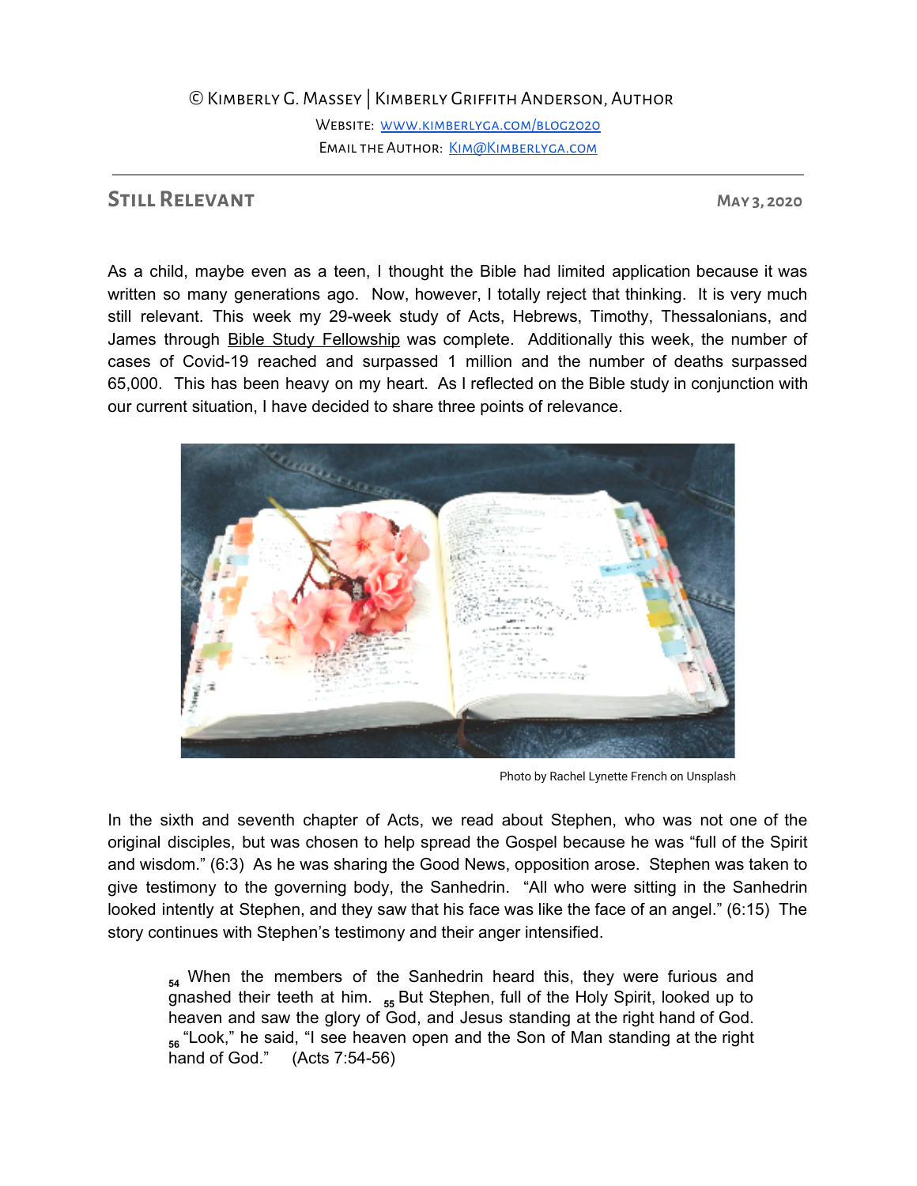© Kimberly G. Massey | Kimberly Griffith Anderson, Author

Website: [www.kimberlyga.com/blog2020](http://www.kimberlyga.com/blog2020)

Email the Author: [Kim@Kimberlyga.com](mailto:Kim@Kimberlyga.com)

---

## Still Relevant

**May 3, 2020**

As a child, maybe even as a teen, I thought the Bible had limited application because it was written so many generations ago. Now, however, I totally reject that thinking. It is very much still relevant. This week my 29-week study of Acts, Hebrews, Timothy, Thessalonians, and James through Bible Study Fellowship was complete. Additionally this week, the number of cases of Covid-19 reached and surpassed 1 million and the number of deaths surpassed 65,000. This has been heavy on my heart. As I reflected on the Bible study in conjunction with our current situation, I have decided to share three points of relevance.

Photo by Rachel Lynette French on Unsplash

In the sixth and seventh chapter of Acts, we read about Stephen, who was not one of the original disciples, but was chosen to help spread the Gospel because he was "full of the Spirit and wisdom." (6:3) As he was sharing the Good News, opposition arose. Stephen was taken to give testimony to the governing body, the Sanhedrin. "All who were sitting in the Sanhedrin looked intently at Stephen, and they saw that his face was like the face of an angel." (6:15) The story continues with Stephen's testimony and their anger intensified.

> 54 When the members of the Sanhedrin heard this, they were furious and gnashed their teeth at him. 55 But Stephen, full of the Holy Spirit, looked up to heaven and saw the glory of God, and Jesus standing at the right hand of God. 56 "Look," he said, "I see heaven open and the Son of Man standing at the right hand of God." (Acts 7:54-56)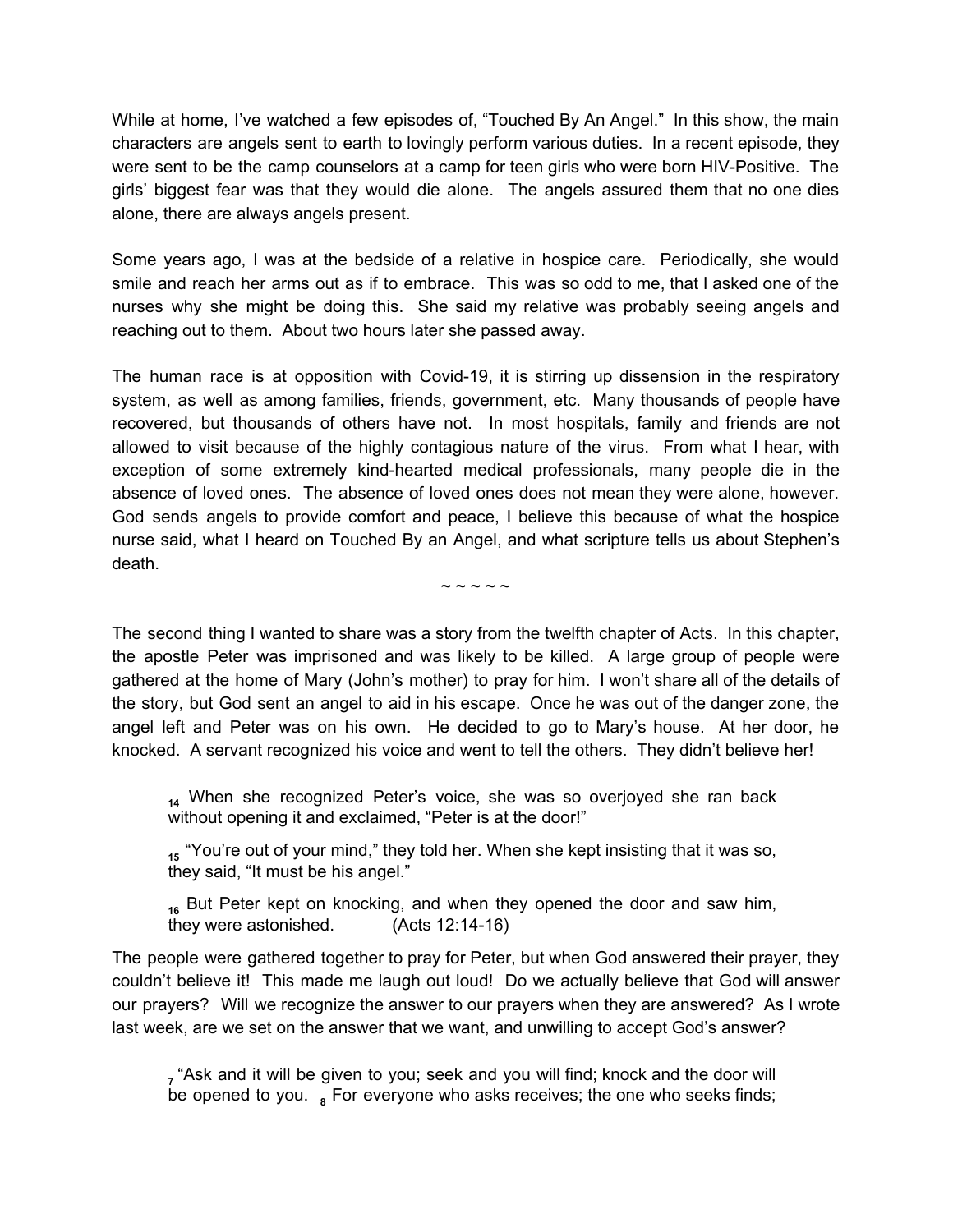While at home, I've watched a few episodes of, "Touched By An Angel." In this show, the main characters are angels sent to earth to lovingly perform various duties. In a recent episode, they were sent to be the camp counselors at a camp for teen girls who were born HIV-Positive. The girls' biggest fear was that they would die alone. The angels assured them that no one dies alone, there are always angels present.

Some years ago, I was at the bedside of a relative in hospice care. Periodically, she would smile and reach her arms out as if to embrace. This was so odd to me, that I asked one of the nurses why she might be doing this. She said my relative was probably seeing angels and reaching out to them. About two hours later she passed away.

The human race is at opposition with Covid-19, it is stirring up dissension in the respiratory system, as well as among families, friends, government, etc. Many thousands of people have recovered, but thousands of others have not. In most hospitals, family and friends are not allowed to visit because of the highly contagious nature of the virus. From what I hear, with exception of some extremely kind-hearted medical professionals, many people die in the absence of loved ones. The absence of loved ones does not mean they were alone, however. God sends angels to provide comfort and peace, I believe this because of what the hospice nurse said, what I heard on Touched By an Angel, and what scripture tells us about Stephen's death.

~ ~ ~ ~ ~

The second thing I wanted to share was a story from the twelfth chapter of Acts. In this chapter, the apostle Peter was imprisoned and was likely to be killed. A large group of people were gathered at the home of Mary (John's mother) to pray for him. I won't share all of the details of the story, but God sent an angel to aid in his escape. Once he was out of the danger zone, the angel left and Peter was on his own. He decided to go to Mary's house. At her door, he knocked. A servant recognized his voice and went to tell the others. They didn't believe her!

> 14 When she recognized Peter's voice, she was so overjoyed she ran back without opening it and exclaimed, "Peter is at the door!"
>
> 15 "You're out of your mind," they told her. When she kept insisting that it was so, they said, "It must be his angel."
>
> 16 But Peter kept on knocking, and when they opened the door and saw him, they were astonished. (Acts 12:14-16)

The people were gathered together to pray for Peter, but when God answered their prayer, they couldn't believe it! This made me laugh out loud! Do we actually believe that God will answer our prayers? Will we recognize the answer to our prayers when they are answered? As I wrote last week, are we set on the answer that we want, and unwilling to accept God's answer?

> 7 "Ask and it will be given to you; seek and you will find; knock and the door will be opened to you. 8 For everyone who asks receives; the one who seeks finds;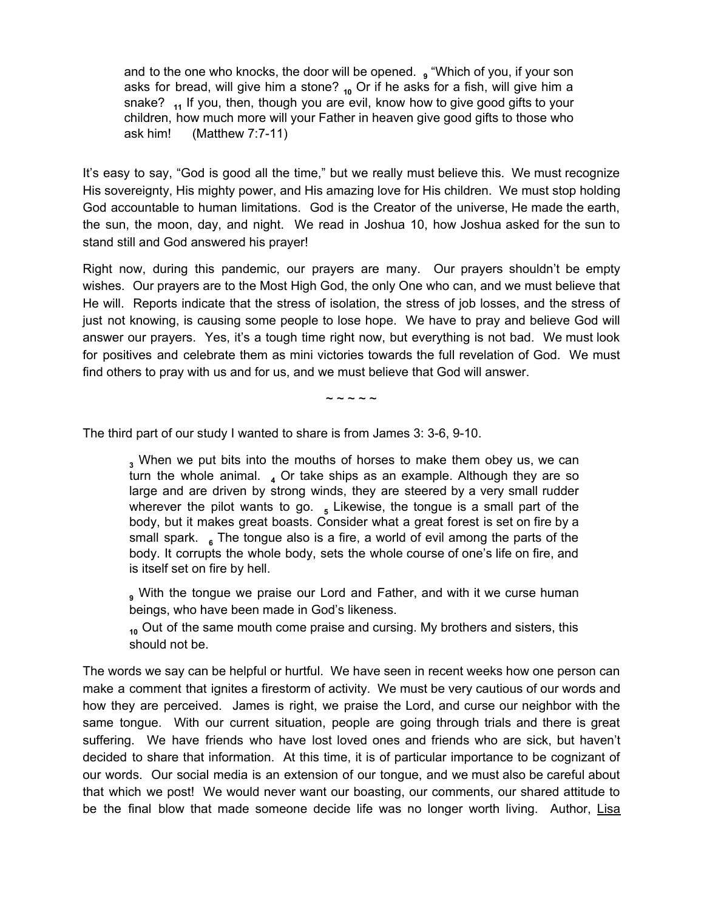> and to the one who knocks, the door will be opened. [9] “Which of you, if your son asks for bread, will give him a stone? [10] Or if he asks for a fish, will give him a snake? [11] If you, then, though you are evil, know how to give good gifts to your children, how much more will your Father in heaven give good gifts to those who ask him! (Matthew 7:7-11)

It’s easy to say, “God is good all the time,” but we really must believe this. We must recognize His sovereignty, His mighty power, and His amazing love for His children. We must stop holding God accountable to human limitations. God is the Creator of the universe, He made the earth, the sun, the moon, day, and night. We read in Joshua 10, how Joshua asked for the sun to stand still and God answered his prayer!

Right now, during this pandemic, our prayers are many. Our prayers shouldn’t be empty wishes. Our prayers are to the Most High God, the only One who can, and we must believe that He will. Reports indicate that the stress of isolation, the stress of job losses, and the stress of just not knowing, is causing some people to lose hope. We have to pray and believe God will answer our prayers. Yes, it’s a tough time right now, but everything is not bad. We must look for positives and celebrate them as mini victories towards the full revelation of God. We must find others to pray with us and for us, and we must believe that God will answer.

~ ~ ~ ~ ~

The third part of our study I wanted to share is from James 3: 3-6, 9-10.

> [3] When we put bits into the mouths of horses to make them obey us, we can turn the whole animal. [4] Or take ships as an example. Although they are so large and are driven by strong winds, they are steered by a very small rudder wherever the pilot wants to go. [5] Likewise, the tongue is a small part of the body, but it makes great boasts. Consider what a great forest is set on fire by a small spark. [6] The tongue also is a fire, a world of evil among the parts of the body. It corrupts the whole body, sets the whole course of one’s life on fire, and is itself set on fire by hell.
>
> [9] With the tongue we praise our Lord and Father, and with it we curse human beings, who have been made in God’s likeness.
>
> [10] Out of the same mouth come praise and cursing. My brothers and sisters, this should not be.

The words we say can be helpful or hurtful. We have seen in recent weeks how one person can make a comment that ignites a firestorm of activity. We must be very cautious of our words and how they are perceived. James is right, we praise the Lord, and curse our neighbor with the same tongue. With our current situation, people are going through trials and there is great suffering. We have friends who have lost loved ones and friends who are sick, but haven’t decided to share that information. At this time, it is of particular importance to be cognizant of our words. Our social media is an extension of our tongue, and we must also be careful about that which we post! We would never want our boasting, our comments, our shared attitude to be the final blow that made someone decide life was no longer worth living. Author, Lisa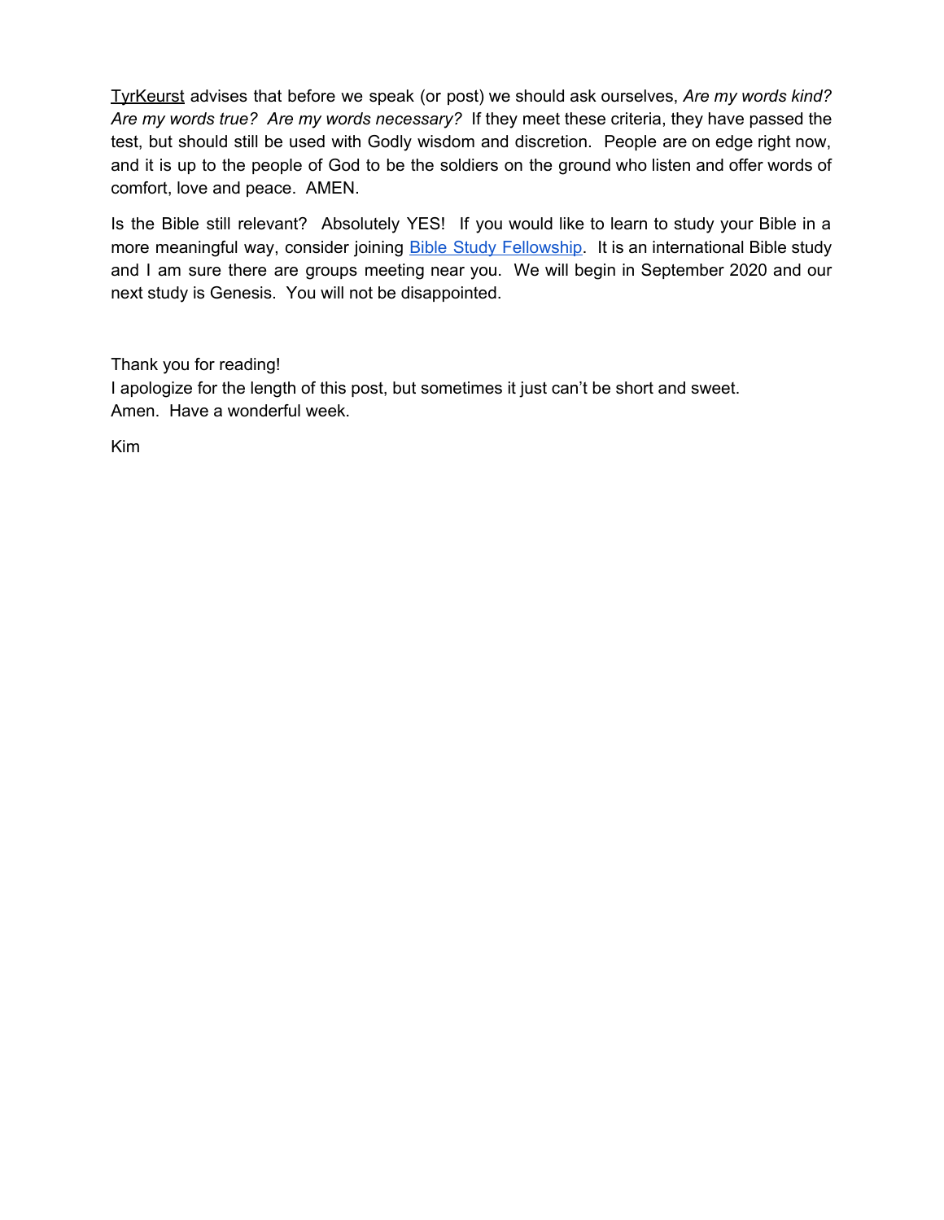TyrKeurst advises that before we speak (or post) we should ask ourselves, *Are my words kind? Are my words true? Are my words necessary?* If they meet these criteria, they have passed the test, but should still be used with Godly wisdom and discretion. People are on edge right now, and it is up to the people of God to be the soldiers on the ground who listen and offer words of comfort, love and peace. AMEN.

Is the Bible still relevant? Absolutely YES! If you would like to learn to study your Bible in a more meaningful way, consider joining Bible Study Fellowship. It is an international Bible study and I am sure there are groups meeting near you. We will begin in September 2020 and our next study is Genesis. You will not be disappointed.

Thank you for reading!
I apologize for the length of this post, but sometimes it just can't be short and sweet.
Amen. Have a wonderful week.

Kim